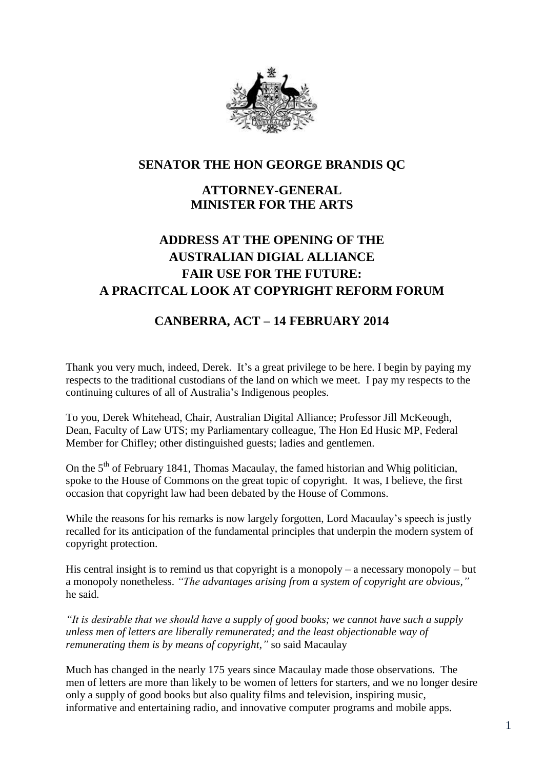# SENATOR THE HON GEORGE BRANDIS QC

## ATTORNEY-GENERAL
## MINISTER FOR THE ARTS

## ADDRESS AT THE OPENING OF THE AUSTRALIAN DIGITAL ALLIANCE FAIR USE FOR THE FUTURE: A PRACITCAL LOOK AT COPYRIGHT REFORM FORUM

## CANBERRA, ACT – 14 FEBRUARY 2014

Thank you very much, indeed, Derek. It's a great privilege to be here. I begin by paying my respects to the traditional custodians of the land on which we meet. I pay my respects to the continuing cultures of all of Australia's Indigenous peoples.

To you, Derek Whitehead, Chair, Australian Digital Alliance; Professor Jill McKeough, Dean, Faculty of Law UTS; my Parliamentary colleague, The Hon Ed Husic MP, Federal Member for Chifley; other distinguished guests; ladies and gentlemen.

On the 5th of February 1841, Thomas Macaulay, the famed historian and Whig politician, spoke to the House of Commons on the great topic of copyright. It was, I believe, the first occasion that copyright law had been debated by the House of Commons.

While the reasons for his remarks is now largely forgotten, Lord Macaulay's speech is justly recalled for its anticipation of the fundamental principles that underpin the modern system of copyright protection.

His central insight is to remind us that copyright is a monopoly – a necessary monopoly – but a monopoly nonetheless. *"The advantages arising from a system of copyright are obvious,"* he said.

*"It is desirable that we should have a supply of good books; we cannot have such a supply unless men of letters are liberally remunerated; and the least objectionable way of remunerating them is by means of copyright,"* so said Macaulay

Much has changed in the nearly 175 years since Macaulay made those observations. The men of letters are more than likely to be women of letters for starters, and we no longer desire only a supply of good books but also quality films and television, inspiring music, informative and entertaining radio, and innovative computer programs and mobile apps.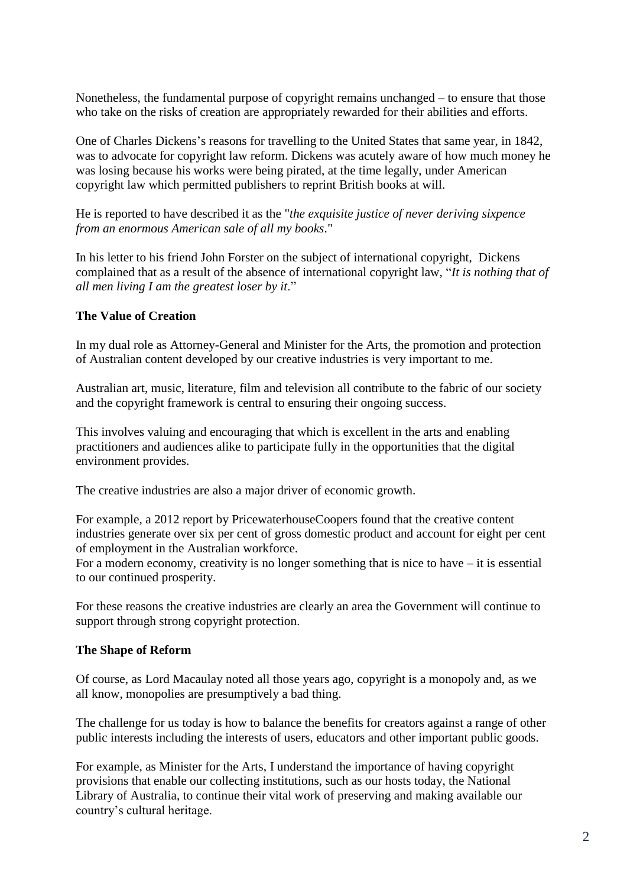Nonetheless, the fundamental purpose of copyright remains unchanged – to ensure that those who take on the risks of creation are appropriately rewarded for their abilities and efforts.

One of Charles Dickens's reasons for travelling to the United States that same year, in 1842, was to advocate for copyright law reform. Dickens was acutely aware of how much money he was losing because his works were being pirated, at the time legally, under American copyright law which permitted publishers to reprint British books at will.

He is reported to have described it as the "*the exquisite justice of never deriving sixpence from an enormous American sale of all my books*."

In his letter to his friend John Forster on the subject of international copyright, Dickens complained that as a result of the absence of international copyright law, "*It is nothing that of all men living I am the greatest loser by it*."

**The Value of Creation**

In my dual role as Attorney-General and Minister for the Arts, the promotion and protection of Australian content developed by our creative industries is very important to me.

Australian art, music, literature, film and television all contribute to the fabric of our society and the copyright framework is central to ensuring their ongoing success.

This involves valuing and encouraging that which is excellent in the arts and enabling practitioners and audiences alike to participate fully in the opportunities that the digital environment provides.

The creative industries are also a major driver of economic growth.

For example, a 2012 report by PricewaterhouseCoopers found that the creative content industries generate over six per cent of gross domestic product and account for eight per cent of employment in the Australian workforce.
For a modern economy, creativity is no longer something that is nice to have – it is essential to our continued prosperity.

For these reasons the creative industries are clearly an area the Government will continue to support through strong copyright protection.

**The Shape of Reform**

Of course, as Lord Macaulay noted all those years ago, copyright is a monopoly and, as we all know, monopolies are presumptively a bad thing.

The challenge for us today is how to balance the benefits for creators against a range of other public interests including the interests of users, educators and other important public goods.

For example, as Minister for the Arts, I understand the importance of having copyright provisions that enable our collecting institutions, such as our hosts today, the National Library of Australia, to continue their vital work of preserving and making available our country's cultural heritage.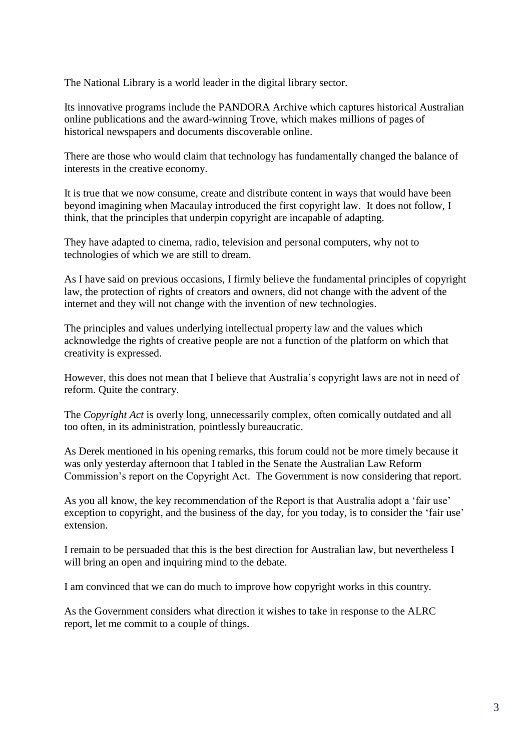The National Library is a world leader in the digital library sector.

Its innovative programs include the PANDORA Archive which captures historical Australian online publications and the award-winning Trove, which makes millions of pages of historical newspapers and documents discoverable online.

There are those who would claim that technology has fundamentally changed the balance of interests in the creative economy.

It is true that we now consume, create and distribute content in ways that would have been beyond imagining when Macaulay introduced the first copyright law. It does not follow, I think, that the principles that underpin copyright are incapable of adapting.

They have adapted to cinema, radio, television and personal computers, why not to technologies of which we are still to dream.

As I have said on previous occasions, I firmly believe the fundamental principles of copyright law, the protection of rights of creators and owners, did not change with the advent of the internet and they will not change with the invention of new technologies.

The principles and values underlying intellectual property law and the values which acknowledge the rights of creative people are not a function of the platform on which that creativity is expressed.

However, this does not mean that I believe that Australia's copyright laws are not in need of reform. Quite the contrary.

The *Copyright Act* is overly long, unnecessarily complex, often comically outdated and all too often, in its administration, pointlessly bureaucratic.

As Derek mentioned in his opening remarks, this forum could not be more timely because it was only yesterday afternoon that I tabled in the Senate the Australian Law Reform Commission's report on the Copyright Act. The Government is now considering that report.

As you all know, the key recommendation of the Report is that Australia adopt a 'fair use' exception to copyright, and the business of the day, for you today, is to consider the 'fair use' extension.

I remain to be persuaded that this is the best direction for Australian law, but nevertheless I will bring an open and inquiring mind to the debate.

I am convinced that we can do much to improve how copyright works in this country.

As the Government considers what direction it wishes to take in response to the ALRC report, let me commit to a couple of things.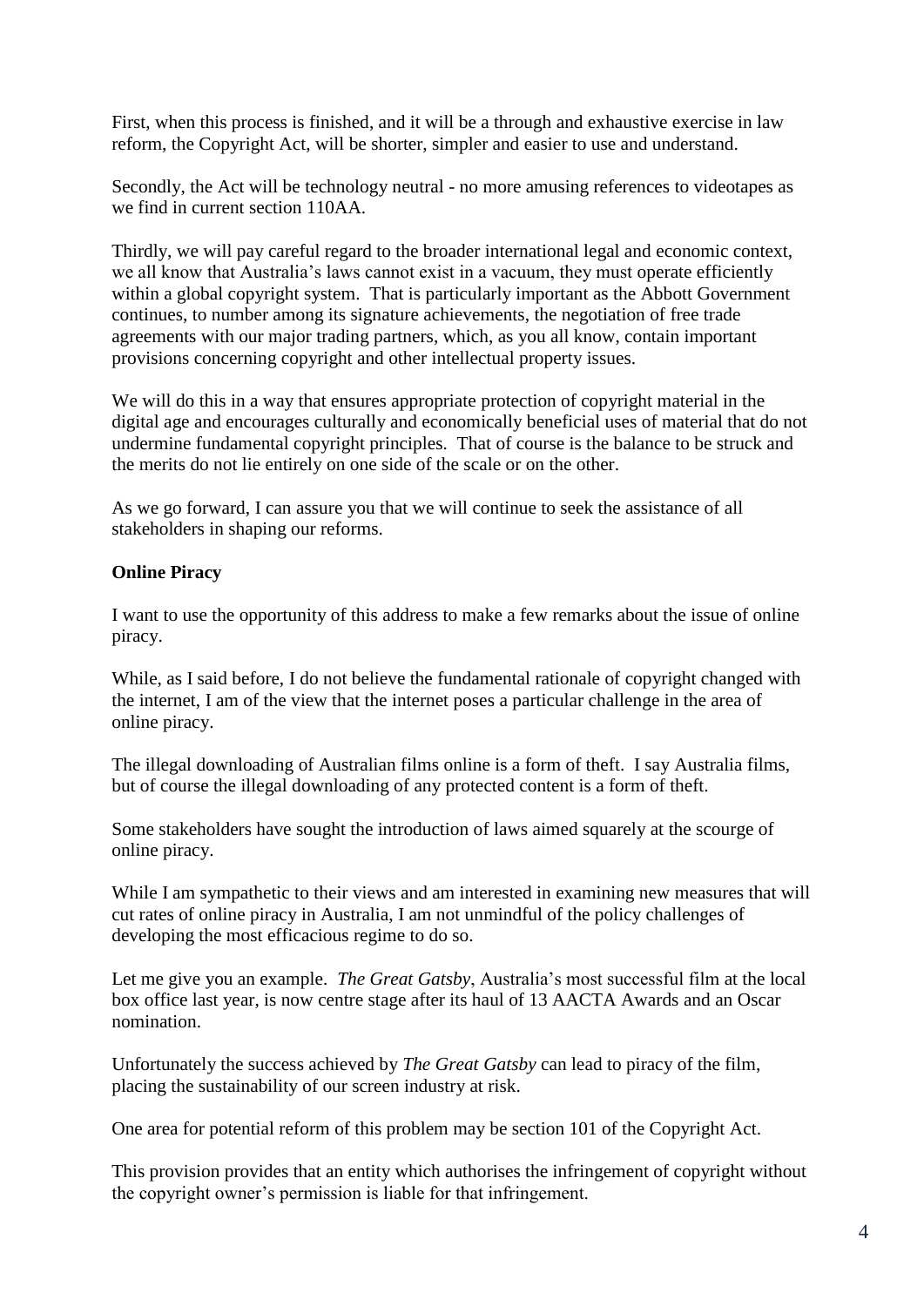First, when this process is finished, and it will be a through and exhaustive exercise in law reform, the Copyright Act, will be shorter, simpler and easier to use and understand.

Secondly, the Act will be technology neutral - no more amusing references to videotapes as we find in current section 110AA.

Thirdly, we will pay careful regard to the broader international legal and economic context, we all know that Australia's laws cannot exist in a vacuum, they must operate efficiently within a global copyright system. That is particularly important as the Abbott Government continues, to number among its signature achievements, the negotiation of free trade agreements with our major trading partners, which, as you all know, contain important provisions concerning copyright and other intellectual property issues.

We will do this in a way that ensures appropriate protection of copyright material in the digital age and encourages culturally and economically beneficial uses of material that do not undermine fundamental copyright principles. That of course is the balance to be struck and the merits do not lie entirely on one side of the scale or on the other.

As we go forward, I can assure you that we will continue to seek the assistance of all stakeholders in shaping our reforms.

**Online Piracy**

I want to use the opportunity of this address to make a few remarks about the issue of online piracy.

While, as I said before, I do not believe the fundamental rationale of copyright changed with the internet, I am of the view that the internet poses a particular challenge in the area of online piracy.

The illegal downloading of Australian films online is a form of theft. I say Australia films, but of course the illegal downloading of any protected content is a form of theft.

Some stakeholders have sought the introduction of laws aimed squarely at the scourge of online piracy.

While I am sympathetic to their views and am interested in examining new measures that will cut rates of online piracy in Australia, I am not unmindful of the policy challenges of developing the most efficacious regime to do so.

Let me give you an example. *The Great Gatsby*, Australia's most successful film at the local box office last year, is now centre stage after its haul of 13 AACTA Awards and an Oscar nomination.

Unfortunately the success achieved by *The Great Gatsby* can lead to piracy of the film, placing the sustainability of our screen industry at risk.

One area for potential reform of this problem may be section 101 of the Copyright Act.

This provision provides that an entity which authorises the infringement of copyright without the copyright owner's permission is liable for that infringement.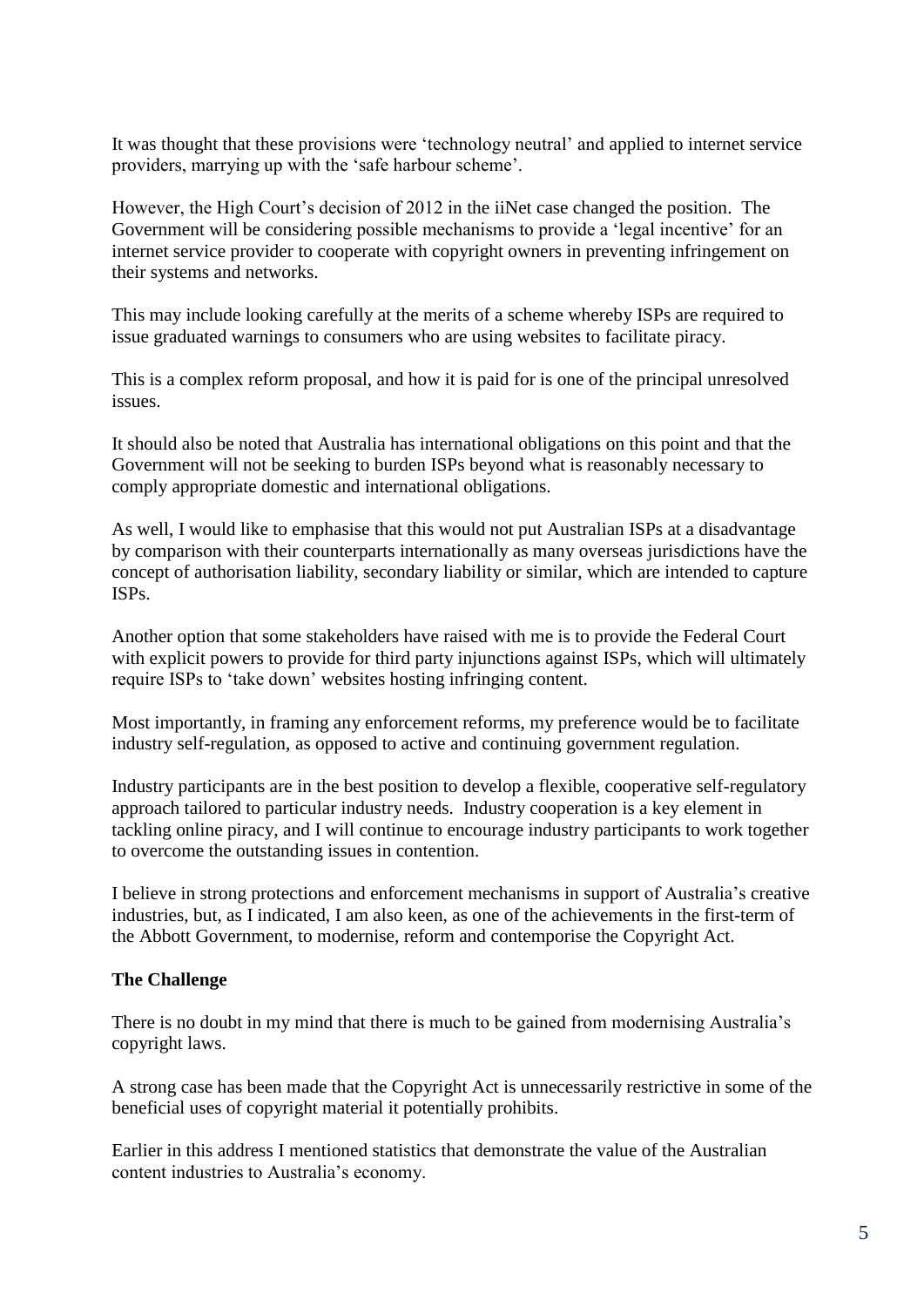It was thought that these provisions were 'technology neutral' and applied to internet service providers, marrying up with the 'safe harbour scheme'.

However, the High Court's decision of 2012 in the iiNet case changed the position. The Government will be considering possible mechanisms to provide a 'legal incentive' for an internet service provider to cooperate with copyright owners in preventing infringement on their systems and networks.

This may include looking carefully at the merits of a scheme whereby ISPs are required to issue graduated warnings to consumers who are using websites to facilitate piracy.

This is a complex reform proposal, and how it is paid for is one of the principal unresolved issues.

It should also be noted that Australia has international obligations on this point and that the Government will not be seeking to burden ISPs beyond what is reasonably necessary to comply appropriate domestic and international obligations.

As well, I would like to emphasise that this would not put Australian ISPs at a disadvantage by comparison with their counterparts internationally as many overseas jurisdictions have the concept of authorisation liability, secondary liability or similar, which are intended to capture ISPs.

Another option that some stakeholders have raised with me is to provide the Federal Court with explicit powers to provide for third party injunctions against ISPs, which will ultimately require ISPs to 'take down' websites hosting infringing content.

Most importantly, in framing any enforcement reforms, my preference would be to facilitate industry self-regulation, as opposed to active and continuing government regulation.

Industry participants are in the best position to develop a flexible, cooperative self-regulatory approach tailored to particular industry needs. Industry cooperation is a key element in tackling online piracy, and I will continue to encourage industry participants to work together to overcome the outstanding issues in contention.

I believe in strong protections and enforcement mechanisms in support of Australia's creative industries, but, as I indicated, I am also keen, as one of the achievements in the first-term of the Abbott Government, to modernise, reform and contemporise the Copyright Act.

**The Challenge**

There is no doubt in my mind that there is much to be gained from modernising Australia's copyright laws.

A strong case has been made that the Copyright Act is unnecessarily restrictive in some of the beneficial uses of copyright material it potentially prohibits.

Earlier in this address I mentioned statistics that demonstrate the value of the Australian content industries to Australia's economy.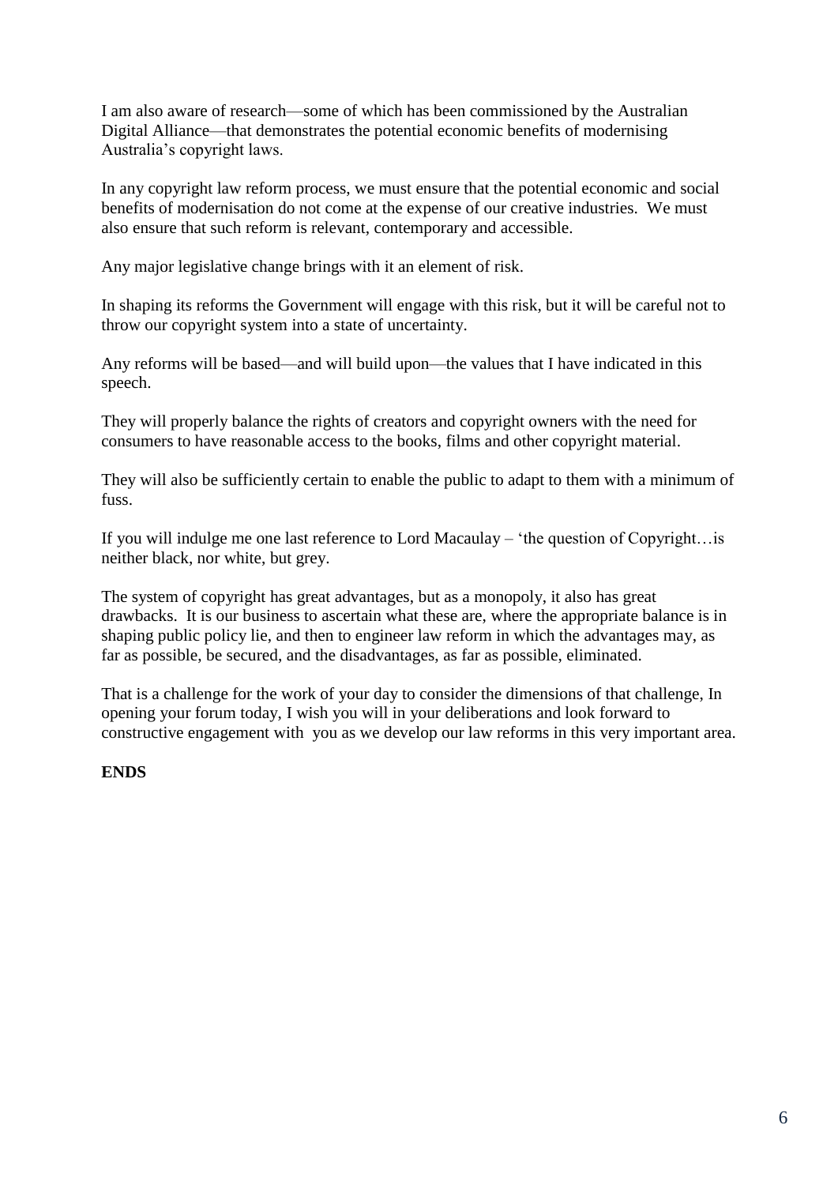I am also aware of research—some of which has been commissioned by the Australian Digital Alliance—that demonstrates the potential economic benefits of modernising Australia's copyright laws.

In any copyright law reform process, we must ensure that the potential economic and social benefits of modernisation do not come at the expense of our creative industries. We must also ensure that such reform is relevant, contemporary and accessible.

Any major legislative change brings with it an element of risk.

In shaping its reforms the Government will engage with this risk, but it will be careful not to throw our copyright system into a state of uncertainty.

Any reforms will be based—and will build upon—the values that I have indicated in this speech.

They will properly balance the rights of creators and copyright owners with the need for consumers to have reasonable access to the books, films and other copyright material.

They will also be sufficiently certain to enable the public to adapt to them with a minimum of fuss.

If you will indulge me one last reference to Lord Macaulay – 'the question of Copyright…is neither black, nor white, but grey.

The system of copyright has great advantages, but as a monopoly, it also has great drawbacks. It is our business to ascertain what these are, where the appropriate balance is in shaping public policy lie, and then to engineer law reform in which the advantages may, as far as possible, be secured, and the disadvantages, as far as possible, eliminated.

That is a challenge for the work of your day to consider the dimensions of that challenge, In opening your forum today, I wish you will in your deliberations and look forward to constructive engagement with you as we develop our law reforms in this very important area.

**ENDS**